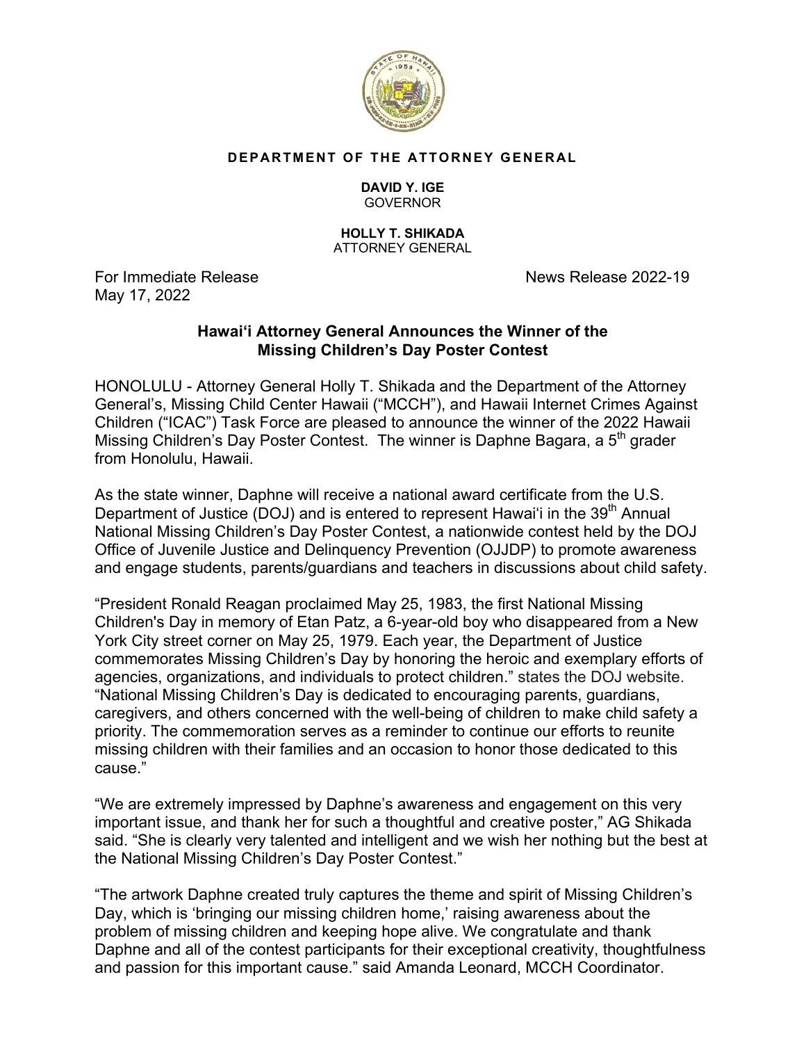**DEPARTMENT OF THE ATTORNEY GENERAL**

**DAVID Y. IGE**
GOVERNOR

**HOLLY T. SHIKADA**
ATTORNEY GENERAL

For Immediate Release
May 17, 2022

News Release 2022-19

## Hawaiʻi Attorney General Announces the Winner of the Missing Children's Day Poster Contest

HONOLULU - Attorney General Holly T. Shikada and the Department of the Attorney General's, Missing Child Center Hawaii ("MCCH"), and Hawaii Internet Crimes Against Children ("ICAC") Task Force are pleased to announce the winner of the 2022 Hawaii Missing Children's Day Poster Contest. The winner is Daphne Bagara, a 5th grader from Honolulu, Hawaii.

As the state winner, Daphne will receive a national award certificate from the U.S. Department of Justice (DOJ) and is entered to represent Hawaiʻi in the 39th Annual National Missing Children's Day Poster Contest, a nationwide contest held by the DOJ Office of Juvenile Justice and Delinquency Prevention (OJJDP) to promote awareness and engage students, parents/guardians and teachers in discussions about child safety.

"President Ronald Reagan proclaimed May 25, 1983, the first National Missing Children's Day in memory of Etan Patz, a 6-year-old boy who disappeared from a New York City street corner on May 25, 1979. Each year, the Department of Justice commemorates Missing Children's Day by honoring the heroic and exemplary efforts of agencies, organizations, and individuals to protect children." states the DOJ website. "National Missing Children's Day is dedicated to encouraging parents, guardians, caregivers, and others concerned with the well-being of children to make child safety a priority. The commemoration serves as a reminder to continue our efforts to reunite missing children with their families and an occasion to honor those dedicated to this cause."

"We are extremely impressed by Daphne's awareness and engagement on this very important issue, and thank her for such a thoughtful and creative poster," AG Shikada said. "She is clearly very talented and intelligent and we wish her nothing but the best at the National Missing Children's Day Poster Contest."

"The artwork Daphne created truly captures the theme and spirit of Missing Children's Day, which is 'bringing our missing children home,' raising awareness about the problem of missing children and keeping hope alive. We congratulate and thank Daphne and all of the contest participants for their exceptional creativity, thoughtfulness and passion for this important cause." said Amanda Leonard, MCCH Coordinator.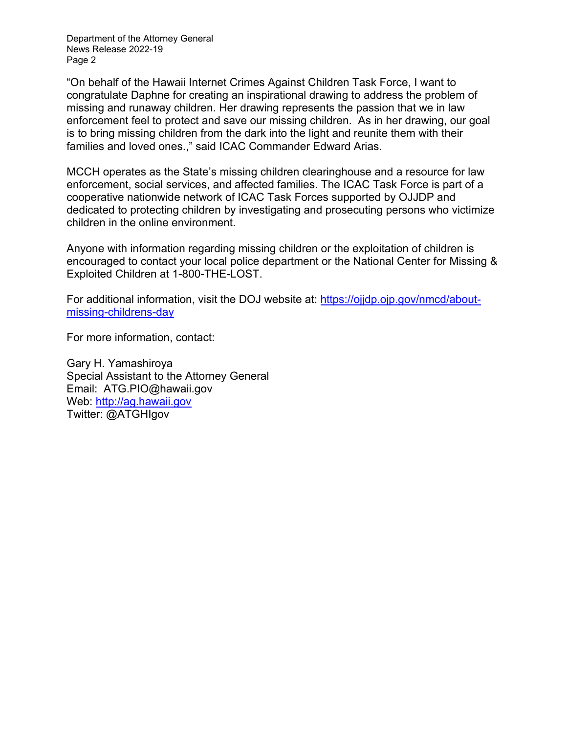"On behalf of the Hawaii Internet Crimes Against Children Task Force, I want to congratulate Daphne for creating an inspirational drawing to address the problem of missing and runaway children. Her drawing represents the passion that we in law enforcement feel to protect and save our missing children. As in her drawing, our goal is to bring missing children from the dark into the light and reunite them with their families and loved ones.," said ICAC Commander Edward Arias.

MCCH operates as the State's missing children clearinghouse and a resource for law enforcement, social services, and affected families. The ICAC Task Force is part of a cooperative nationwide network of ICAC Task Forces supported by OJJDP and dedicated to protecting children by investigating and prosecuting persons who victimize children in the online environment.

Anyone with information regarding missing children or the exploitation of children is encouraged to contact your local police department or the National Center for Missing & Exploited Children at 1-800-THE-LOST.

For additional information, visit the DOJ website at: [https://ojjdp.ojp.gov/nmcd/about-missing-childrens-day](https://ojjdp.ojp.gov/nmcd/about-missing-childrens-day)

For more information, contact:

Gary H. Yamashiroya
Special Assistant to the Attorney General
Email: ATG.PIO@hawaii.gov
Web: [http://ag.hawaii.gov](http://ag.hawaii.gov)
Twitter: @ATGHIgov